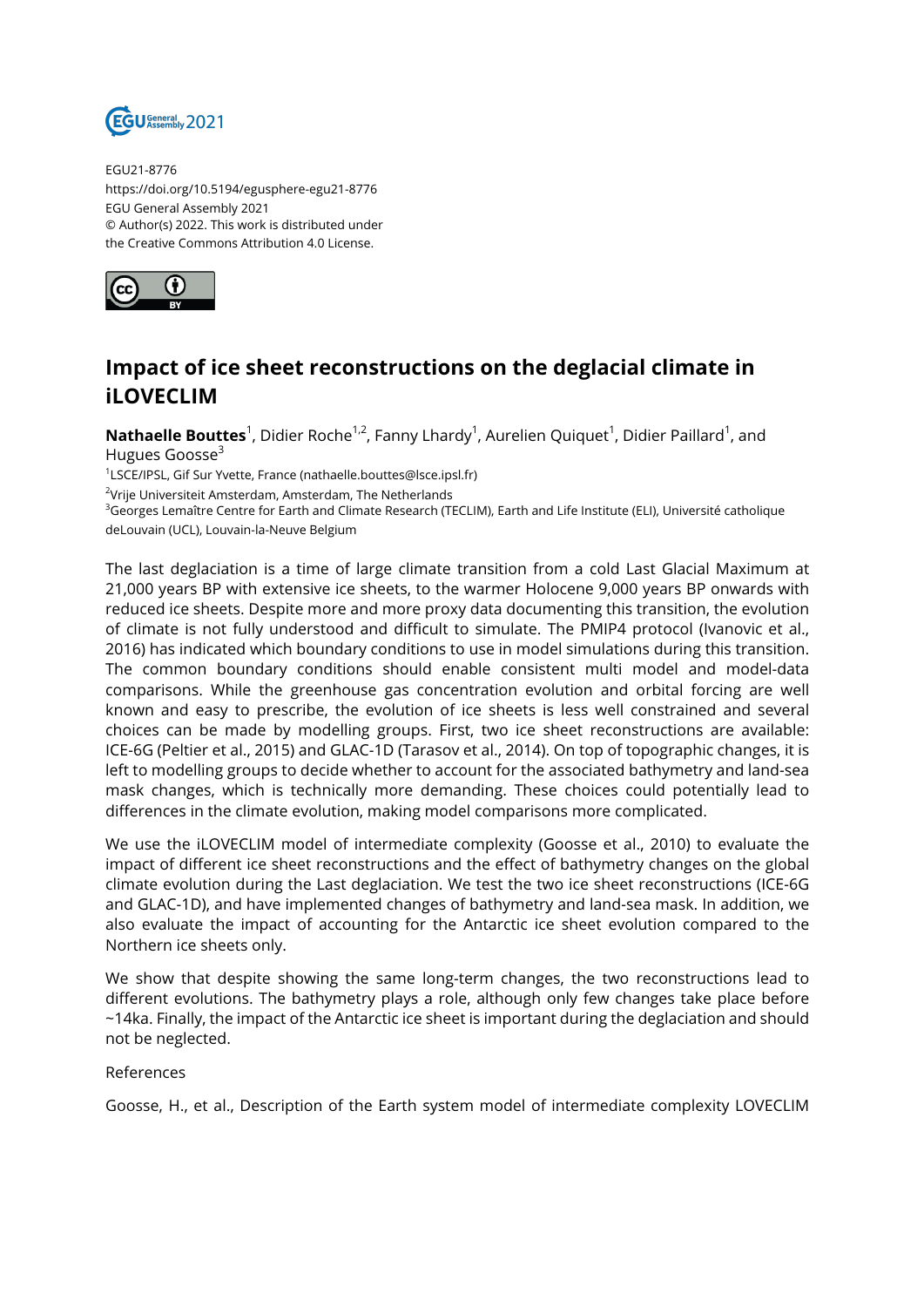EGU21-8776
https://doi.org/10.5194/egusphere-egu21-8776
EGU General Assembly 2021
© Author(s) 2022. This work is distributed under
the Creative Commons Attribution 4.0 License.

# Impact of ice sheet reconstructions on the deglacial climate in iLOVECLIM

**Nathaelle Bouttes**[1], Didier Roche[1,2], Fanny Lhardy[1], Aurelien Quiquet[1], Didier Paillard[1], and Hugues Goosse[3]

[1]LSCE/IPSL, Gif Sur Yvette, France (nathaelle.bouttes@lsce.ipsl.fr)

[2]Vrije Universiteit Amsterdam, Amsterdam, The Netherlands

[3]Georges Lemaître Centre for Earth and Climate Research (TECLIM), Earth and Life Institute (ELI), Université catholique deLouvain (UCL), Louvain-la-Neuve Belgium

The last deglaciation is a time of large climate transition from a cold Last Glacial Maximum at 21,000 years BP with extensive ice sheets, to the warmer Holocene 9,000 years BP onwards with reduced ice sheets. Despite more and more proxy data documenting this transition, the evolution of climate is not fully understood and difficult to simulate. The PMIP4 protocol (Ivanovic et al., 2016) has indicated which boundary conditions to use in model simulations during this transition. The common boundary conditions should enable consistent multi model and model-data comparisons. While the greenhouse gas concentration evolution and orbital forcing are well known and easy to prescribe, the evolution of ice sheets is less well constrained and several choices can be made by modelling groups. First, two ice sheet reconstructions are available: ICE-6G (Peltier et al., 2015) and GLAC-1D (Tarasov et al., 2014). On top of topographic changes, it is left to modelling groups to decide whether to account for the associated bathymetry and land-sea mask changes, which is technically more demanding. These choices could potentially lead to differences in the climate evolution, making model comparisons more complicated.

We use the iLOVECLIM model of intermediate complexity (Goosse et al., 2010) to evaluate the impact of different ice sheet reconstructions and the effect of bathymetry changes on the global climate evolution during the Last deglaciation. We test the two ice sheet reconstructions (ICE-6G and GLAC-1D), and have implemented changes of bathymetry and land-sea mask. In addition, we also evaluate the impact of accounting for the Antarctic ice sheet evolution compared to the Northern ice sheets only.

We show that despite showing the same long-term changes, the two reconstructions lead to different evolutions. The bathymetry plays a role, although only few changes take place before ~14ka. Finally, the impact of the Antarctic ice sheet is important during the deglaciation and should not be neglected.

References

Goosse, H., et al., Description of the Earth system model of intermediate complexity LOVECLIM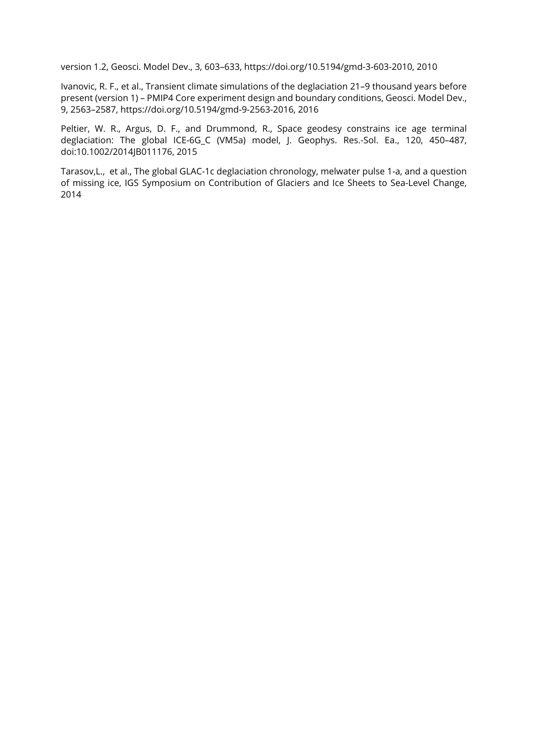version 1.2, Geosci. Model Dev., 3, 603–633, https://doi.org/10.5194/gmd-3-603-2010, 2010

Ivanovic, R. F., et al., Transient climate simulations of the deglaciation 21–9 thousand years before present (version 1) – PMIP4 Core experiment design and boundary conditions, Geosci. Model Dev., 9, 2563–2587, https://doi.org/10.5194/gmd-9-2563-2016, 2016

Peltier, W. R., Argus, D. F., and Drummond, R., Space geodesy constrains ice age terminal deglaciation: The global ICE-6G_C (VM5a) model, J. Geophys. Res.-Sol. Ea., 120, 450–487, doi:10.1002/2014JB011176, 2015

Tarasov,L., et al., The global GLAC-1c deglaciation chronology, melwater pulse 1-a, and a question of missing ice, IGS Symposium on Contribution of Glaciers and Ice Sheets to Sea-Level Change, 2014